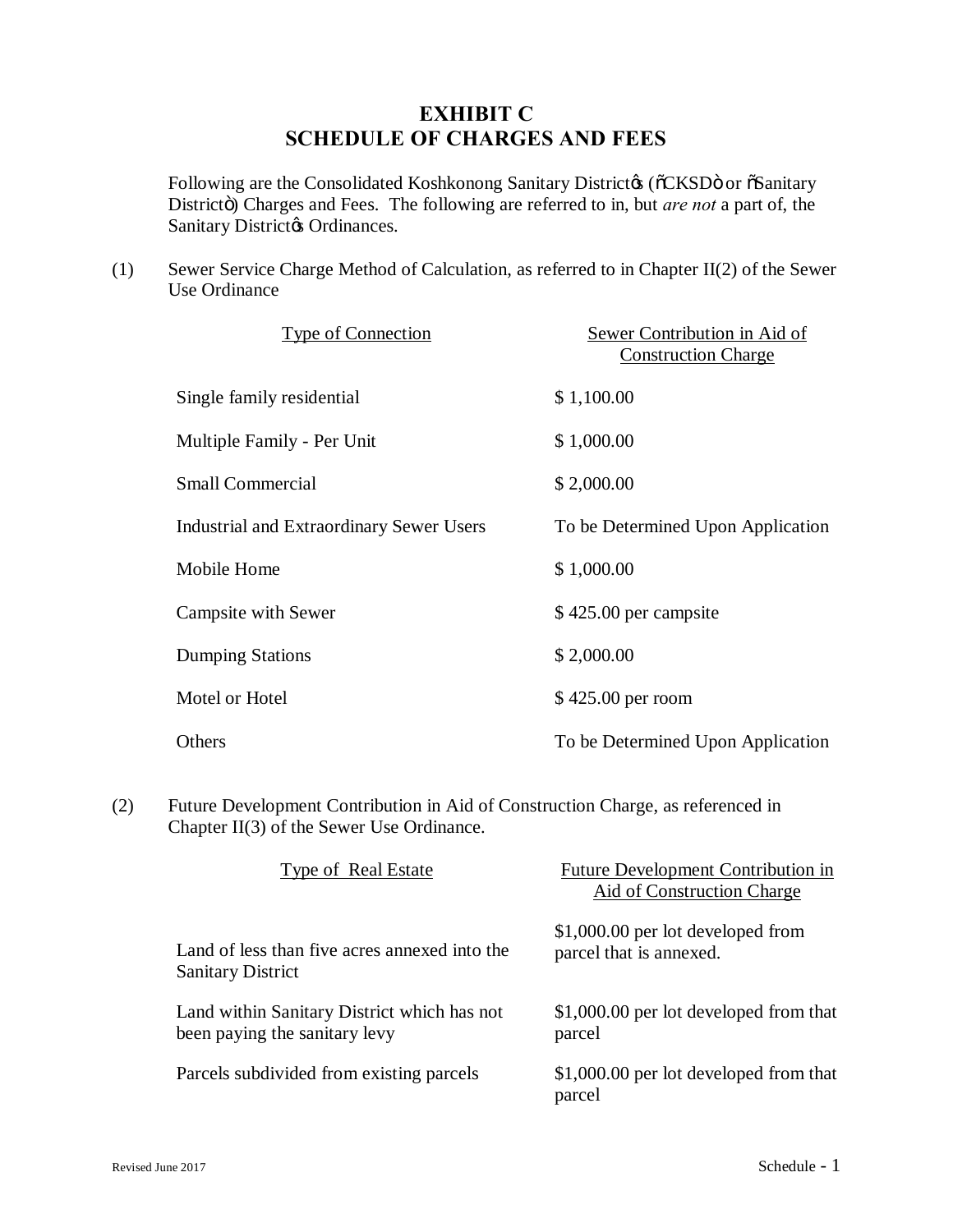# EXHIBIT C
# SCHEDULE OF CHARGES AND FEES

Following are the Consolidated Koshkonong Sanitary District's ("CKSD" or "Sanitary District") Charges and Fees. The following are referred to in, but *are not* a part of, the Sanitary District's Ordinances.

(1) Sewer Service Charge Method of Calculation, as referred to in Chapter II(2) of the Sewer Use Ordinance

| Type of Connection | Sewer Contribution in Aid of Construction Charge |
| --- | --- |
| Single family residential | $ 1,100.00 |
| Multiple Family - Per Unit | $ 1,000.00 |
| Small Commercial | $ 2,000.00 |
| Industrial and Extraordinary Sewer Users | To be Determined Upon Application |
| Mobile Home | $ 1,000.00 |
| Campsite with Sewer | $ 425.00 per campsite |
| Dumping Stations | $ 2,000.00 |
| Motel or Hotel | $ 425.00 per room |
| Others | To be Determined Upon Application |

(2) Future Development Contribution in Aid of Construction Charge, as referenced in Chapter II(3) of the Sewer Use Ordinance.

| Type of Real Estate | Future Development Contribution in Aid of Construction Charge |
| --- | --- |
| Land of less than five acres annexed into the Sanitary District | $1,000.00 per lot developed from parcel that is annexed. |
| Land within Sanitary District which has not been paying the sanitary levy | $1,000.00 per lot developed from that parcel |
| Parcels subdivided from existing parcels | $1,000.00 per lot developed from that parcel |

Revised June 2017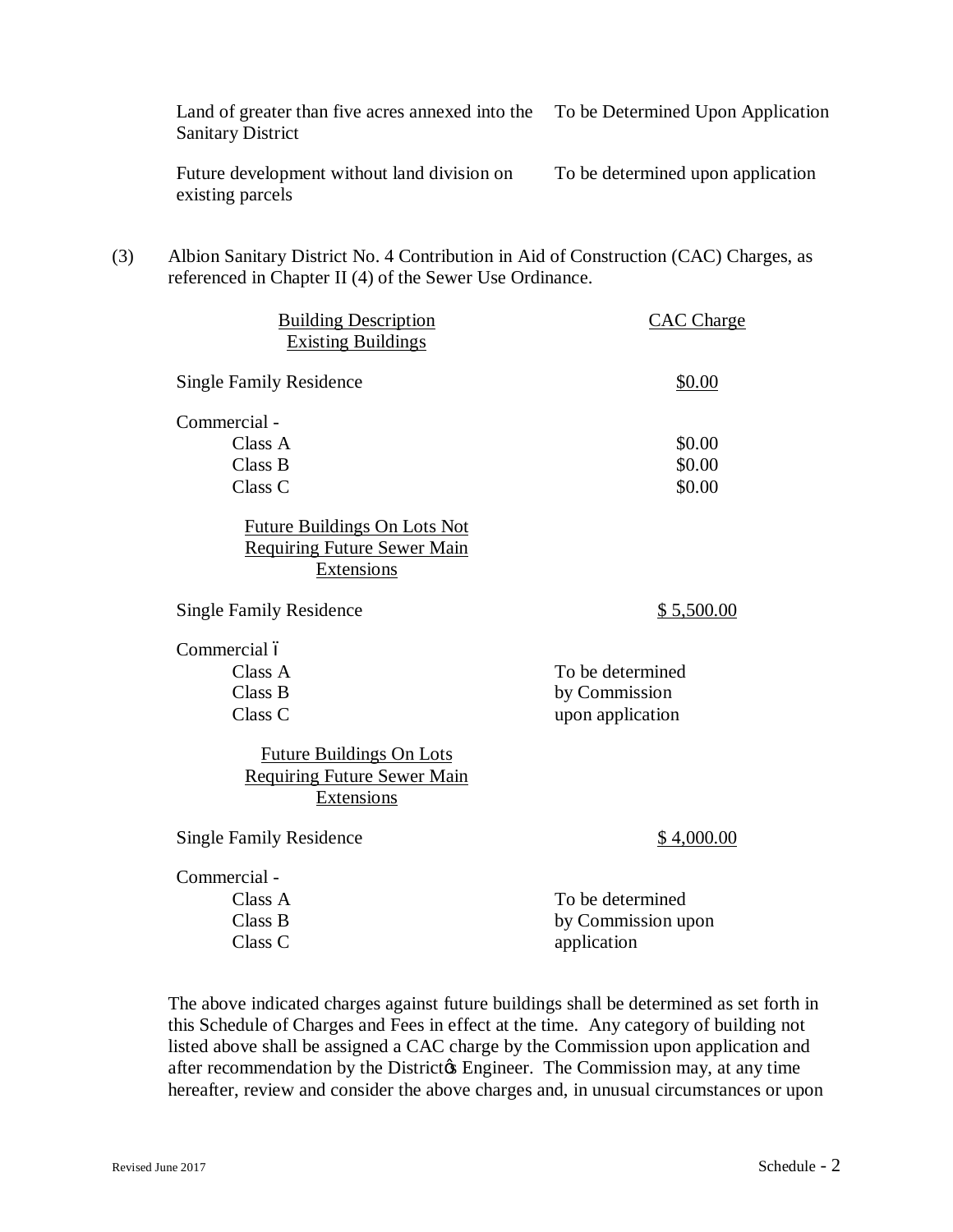| | |
|---|---|
| Land of greater than five acres annexed into the Sanitary District | To be Determined Upon Application |
| Future development without land division on existing parcels | To be determined upon application |

(3) Albion Sanitary District No. 4 Contribution in Aid of Construction (CAC) Charges, as referenced in Chapter II (4) of the Sewer Use Ordinance.

| Building Description | CAC Charge |
|---|---|
| **Existing Buildings** | |
| Single Family Residence | $0.00 |
| Commercial - | |
| Class A | $0.00 |
| Class B | $0.00 |
| Class C | $0.00 |
| **Future Buildings On Lots Not Requiring Future Sewer Main Extensions** | |
| Single Family Residence | $ 5,500.00 |
| Commercial – | |
| Class A | To be determined |
| Class B | by Commission |
| Class C | upon application |
| **Future Buildings On Lots Requiring Future Sewer Main Extensions** | |
| Single Family Residence | $ 4,000.00 |
| Commercial - | |
| Class A | To be determined |
| Class B | by Commission upon |
| Class C | application |

The above indicated charges against future buildings shall be determined as set forth in this Schedule of Charges and Fees in effect at the time. Any category of building not listed above shall be assigned a CAC charge by the Commission upon application and after recommendation by the District's Engineer. The Commission may, at any time hereafter, review and consider the above charges and, in unusual circumstances or upon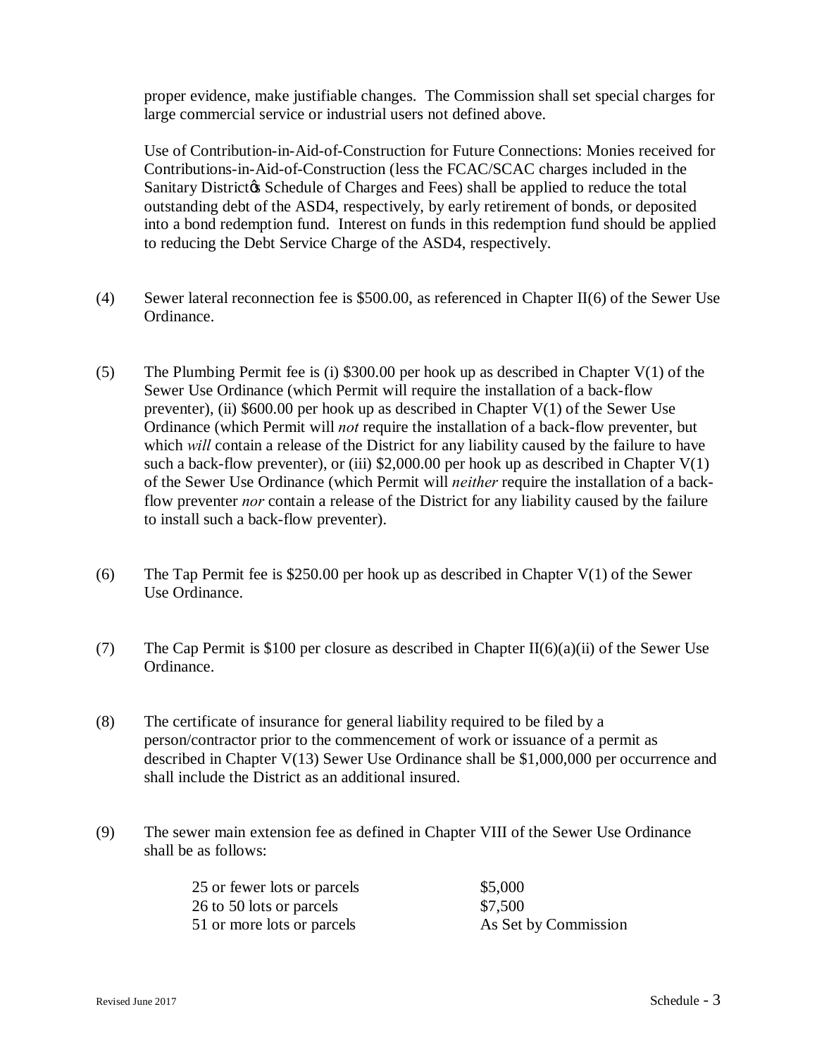proper evidence, make justifiable changes. The Commission shall set special charges for large commercial service or industrial users not defined above.

Use of Contribution-in-Aid-of-Construction for Future Connections: Monies received for Contributions-in-Aid-of-Construction (less the FCAC/SCAC charges included in the Sanitary District's Schedule of Charges and Fees) shall be applied to reduce the total outstanding debt of the ASD4, respectively, by early retirement of bonds, or deposited into a bond redemption fund. Interest on funds in this redemption fund should be applied to reducing the Debt Service Charge of the ASD4, respectively.

(4) Sewer lateral reconnection fee is $500.00, as referenced in Chapter II(6) of the Sewer Use Ordinance.

(5) The Plumbing Permit fee is (i) $300.00 per hook up as described in Chapter V(1) of the Sewer Use Ordinance (which Permit will require the installation of a back-flow preventer), (ii) $600.00 per hook up as described in Chapter V(1) of the Sewer Use Ordinance (which Permit will *not* require the installation of a back-flow preventer, but which *will* contain a release of the District for any liability caused by the failure to have such a back-flow preventer), or (iii) $2,000.00 per hook up as described in Chapter V(1) of the Sewer Use Ordinance (which Permit will *neither* require the installation of a back-flow preventer *nor* contain a release of the District for any liability caused by the failure to install such a back-flow preventer).

(6) The Tap Permit fee is $250.00 per hook up as described in Chapter V(1) of the Sewer Use Ordinance.

(7) The Cap Permit is $100 per closure as described in Chapter II(6)(a)(ii) of the Sewer Use Ordinance.

(8) The certificate of insurance for general liability required to be filed by a person/contractor prior to the commencement of work or issuance of a permit as described in Chapter V(13) Sewer Use Ordinance shall be $1,000,000 per occurrence and shall include the District as an additional insured.

(9) The sewer main extension fee as defined in Chapter VIII of the Sewer Use Ordinance shall be as follows:

| | |
|---|---|
| 25 or fewer lots or parcels | $5,000 |
| 26 to 50 lots or parcels | $7,500 |
| 51 or more lots or parcels | As Set by Commission |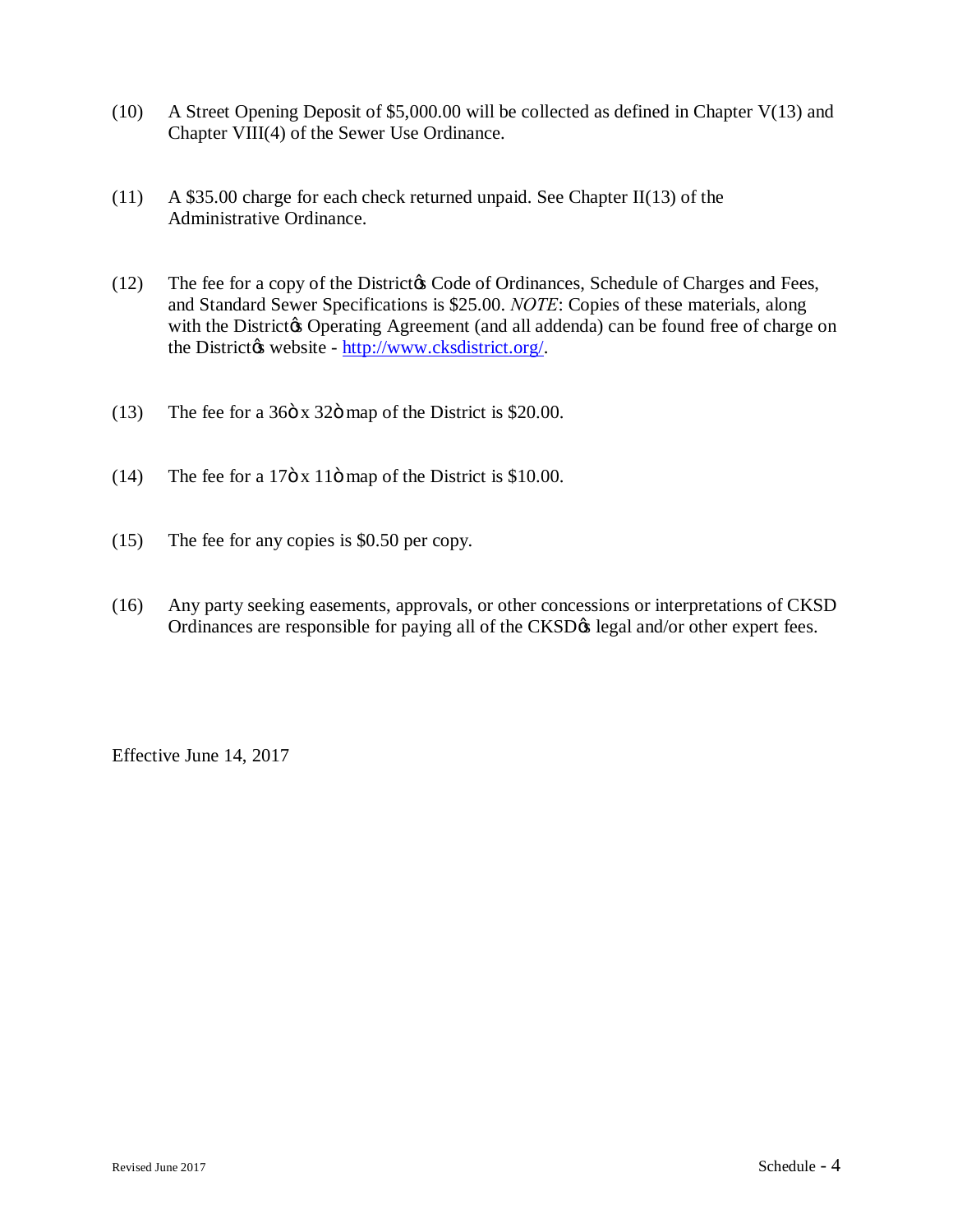(10) A Street Opening Deposit of $5,000.00 will be collected as defined in Chapter V(13) and Chapter VIII(4) of the Sewer Use Ordinance.

(11) A $35.00 charge for each check returned unpaid. See Chapter II(13) of the Administrative Ordinance.

(12) The fee for a copy of the District's Code of Ordinances, Schedule of Charges and Fees, and Standard Sewer Specifications is $25.00. *NOTE*: Copies of these materials, along with the District's Operating Agreement (and all addenda) can be found free of charge on the District's website - http://www.cksdistrict.org/.

(13) The fee for a 36" x 32" map of the District is $20.00.

(14) The fee for a 17" x 11" map of the District is $10.00.

(15) The fee for any copies is $0.50 per copy.

(16) Any party seeking easements, approvals, or other concessions or interpretations of CKSD Ordinances are responsible for paying all of the CKSD's legal and/or other expert fees.

Effective June 14, 2017

Revised June 2017